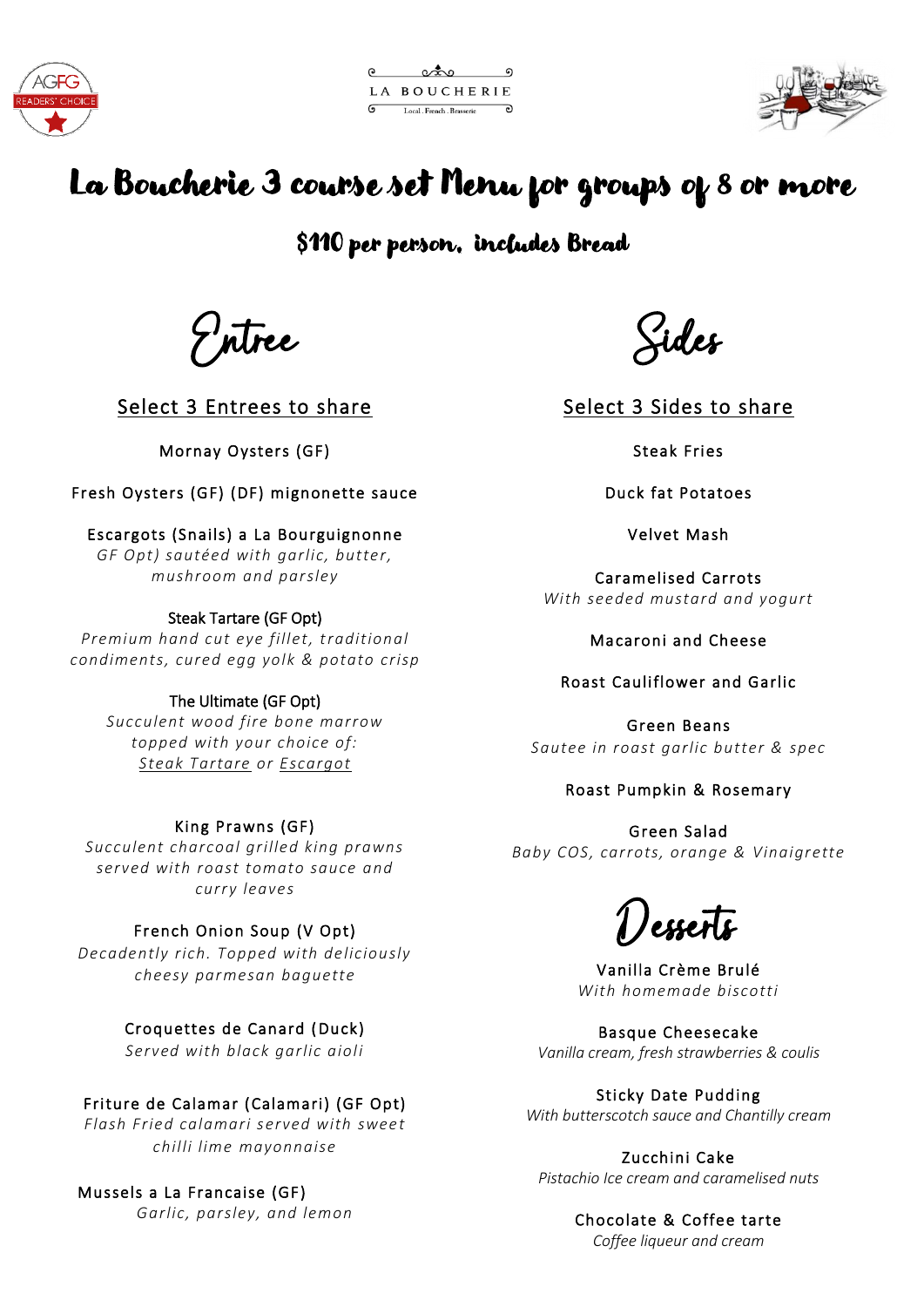LA BOUCHERIE

Local . French . Brasserie

# La Boucherie 3 course set Menu for groups of 8 or more

## $110 per person. includes Bread

## Entree

Select 3 Entrees to share

Mornay Oysters (GF)

Fresh Oysters (GF) (DF) mignonette sauce

Escargots (Snails) a La Bourguignonne
*GF Opt) sautéed with garlic, butter, mushroom and parsley*

Steak Tartare (GF Opt)
*Premium hand cut eye fillet, traditional condiments, cured egg yolk & potato crisp*

The Ultimate (GF Opt)
*Succulent wood fire bone marrow topped with your choice of: Steak Tartare or Escargot*

King Prawns (GF)
*Succulent charcoal grilled king prawns served with roast tomato sauce and curry leaves*

French Onion Soup (V Opt)
*Decadently rich. Topped with deliciously cheesy parmesan baguette*

Croquettes de Canard (Duck)
*Served with black garlic aioli*

Friture de Calamar (Calamari) (GF Opt)
*Flash Fried calamari served with sweet chilli lime mayonnaise*

Mussels a La Francaise (GF)
*Garlic, parsley, and lemon*

## Sides

Select 3 Sides to share

Steak Fries

Duck fat Potatoes

Velvet Mash

Caramelised Carrots
*With seeded mustard and yogurt*

Macaroni and Cheese

Roast Cauliflower and Garlic

Green Beans
*Sautee in roast garlic butter & spec*

Roast Pumpkin & Rosemary

Green Salad
*Baby COS, carrots, orange & Vinaigrette*

## Desserts

Vanilla Crème Brulé
*With homemade biscotti*

Basque Cheesecake
*Vanilla cream, fresh strawberries & coulis*

Sticky Date Pudding
*With butterscotch sauce and Chantilly cream*

Zucchini Cake
*Pistachio Ice cream and caramelised nuts*

Chocolate & Coffee tarte
*Coffee liqueur and cream*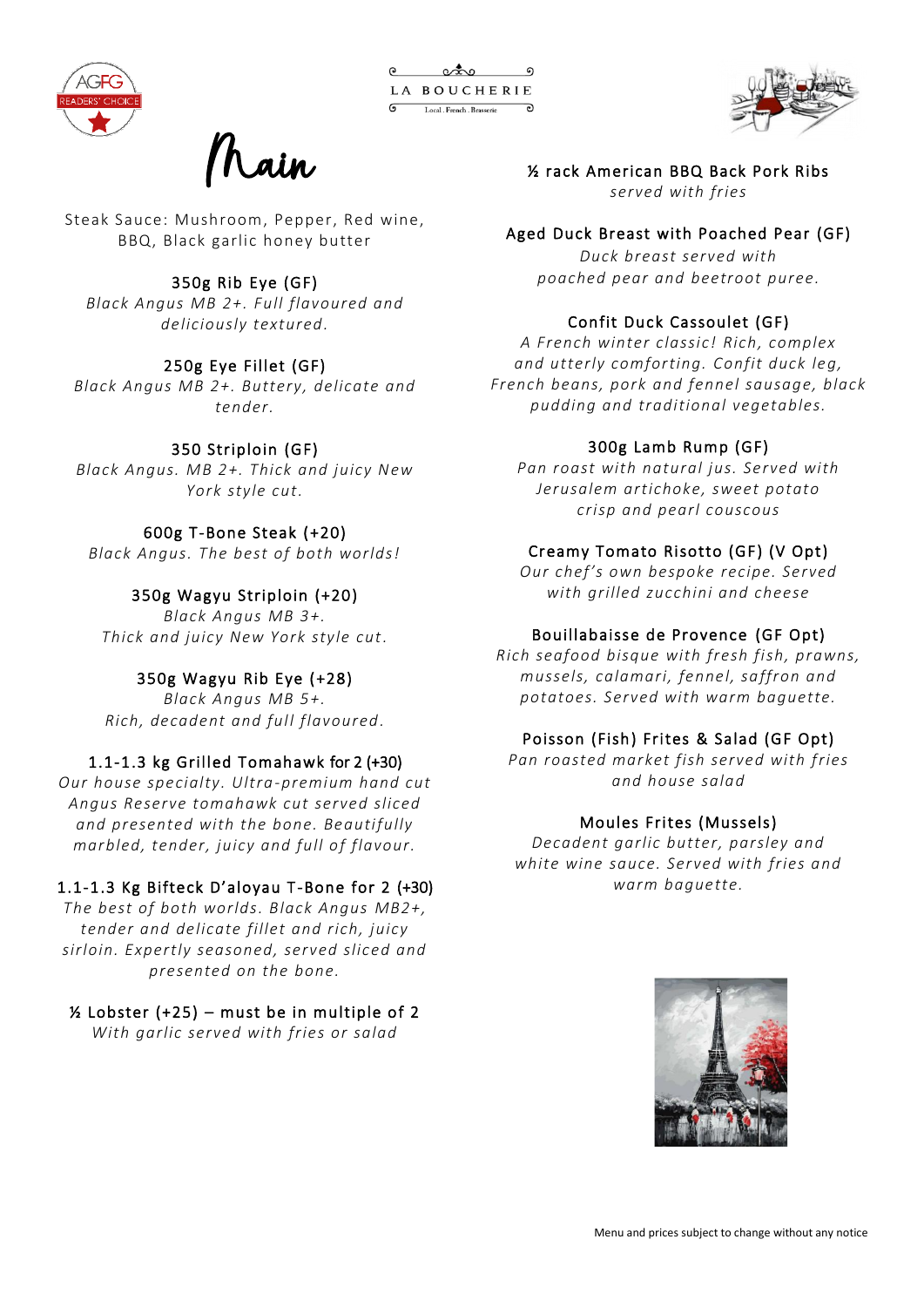LA BOUCHERIE

Local . French . Brasserie

# Main

Steak Sauce: Mushroom, Pepper, Red wine, BBQ, Black garlic honey butter

**350g Rib Eye (GF)**
*Black Angus MB 2+. Full flavoured and deliciously textured.*

**250g Eye Fillet (GF)**
*Black Angus MB 2+. Buttery, delicate and tender.*

**350 Striploin (GF)**
*Black Angus. MB 2+. Thick and juicy New York style cut.*

**600g T-Bone Steak (+20)**
*Black Angus. The best of both worlds!*

**350g Wagyu Striploin (+20)**
*Black Angus MB 3+.*
*Thick and juicy New York style cut.*

**350g Wagyu Rib Eye (+28)**
*Black Angus MB 5+.*
*Rich, decadent and full flavoured.*

**1.1-1.3 kg Grilled Tomahawk for 2 (+30)**
*Our house specialty. Ultra-premium hand cut Angus Reserve tomahawk cut served sliced and presented with the bone. Beautifully marbled, tender, juicy and full of flavour.*

**1.1-1.3 Kg Bifteck D'aloyau T-Bone for 2 (+30)**
*The best of both worlds. Black Angus MB2+, tender and delicate fillet and rich, juicy sirloin. Expertly seasoned, served sliced and presented on the bone.*

**½ Lobster (+25) – must be in multiple of 2**
*With garlic served with fries or salad*

**½ rack American BBQ Back Pork Ribs**
*served with fries*

**Aged Duck Breast with Poached Pear (GF)**
*Duck breast served with poached pear and beetroot puree.*

**Confit Duck Cassoulet (GF)**
*A French winter classic! Rich, complex and utterly comforting. Confit duck leg, French beans, pork and fennel sausage, black pudding and traditional vegetables.*

**300g Lamb Rump (GF)**
*Pan roast with natural jus. Served with Jerusalem artichoke, sweet potato crisp and pearl couscous*

**Creamy Tomato Risotto (GF) (V Opt)**
*Our chef's own bespoke recipe. Served with grilled zucchini and cheese*

**Bouillabaisse de Provence (GF Opt)**
*Rich seafood bisque with fresh fish, prawns, mussels, calamari, fennel, saffron and potatoes. Served with warm baguette.*

**Poisson (Fish) Frites & Salad (GF Opt)**
*Pan roasted market fish served with fries and house salad*

**Moules Frites (Mussels)**
*Decadent garlic butter, parsley and white wine sauce. Served with fries and warm baguette.*

Menu and prices subject to change without any notice